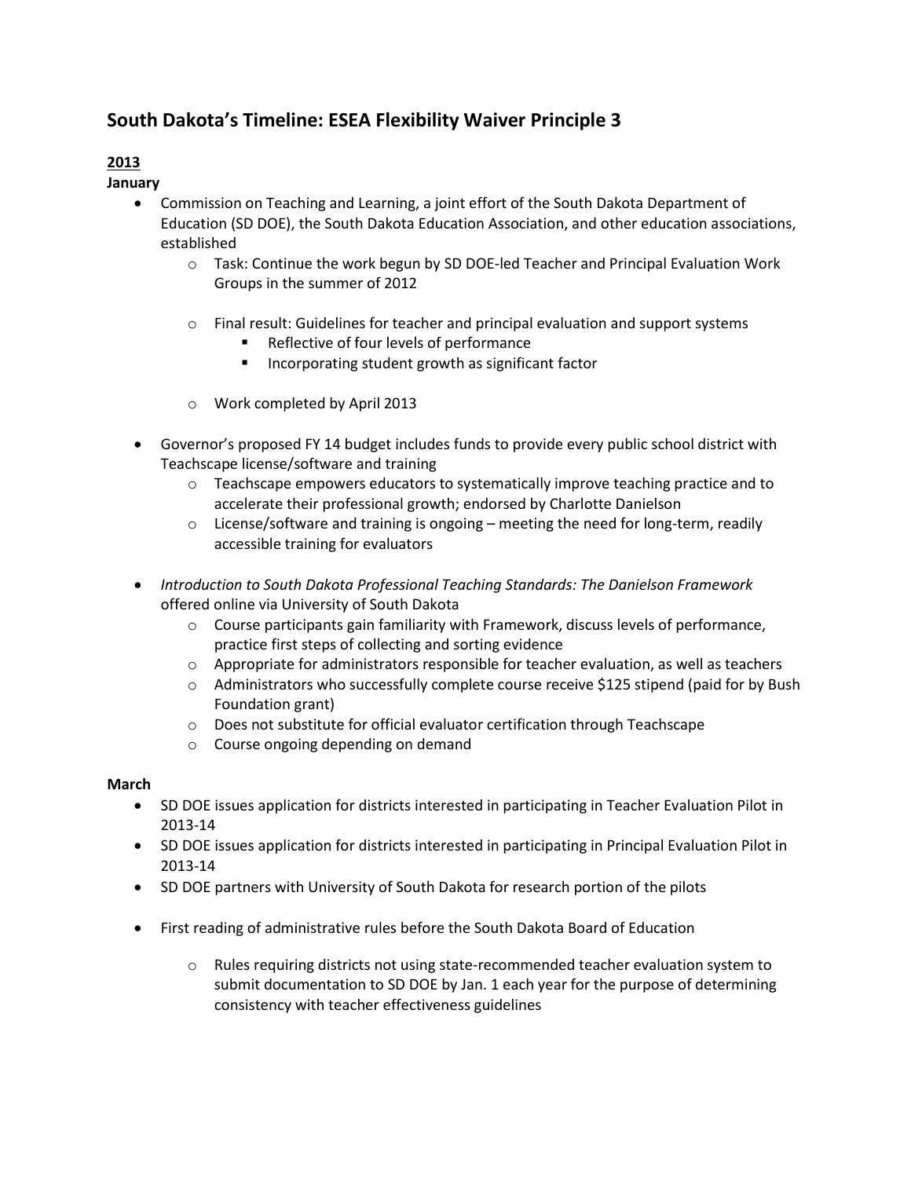# South Dakota's Timeline: ESEA Flexibility Waiver Principle 3

**2013**

**January**

- Commission on Teaching and Learning, a joint effort of the South Dakota Department of Education (SD DOE), the South Dakota Education Association, and other education associations, established
  - Task: Continue the work begun by SD DOE-led Teacher and Principal Evaluation Work Groups in the summer of 2012
  - Final result: Guidelines for teacher and principal evaluation and support systems
    - Reflective of four levels of performance
    - Incorporating student growth as significant factor
  - Work completed by April 2013
- Governor's proposed FY 14 budget includes funds to provide every public school district with Teachscape license/software and training
  - Teachscape empowers educators to systematically improve teaching practice and to accelerate their professional growth; endorsed by Charlotte Danielson
  - License/software and training is ongoing – meeting the need for long-term, readily accessible training for evaluators
- *Introduction to South Dakota Professional Teaching Standards: The Danielson Framework* offered online via University of South Dakota
  - Course participants gain familiarity with Framework, discuss levels of performance, practice first steps of collecting and sorting evidence
  - Appropriate for administrators responsible for teacher evaluation, as well as teachers
  - Administrators who successfully complete course receive $125 stipend (paid for by Bush Foundation grant)
  - Does not substitute for official evaluator certification through Teachscape
  - Course ongoing depending on demand

**March**

- SD DOE issues application for districts interested in participating in Teacher Evaluation Pilot in 2013-14
- SD DOE issues application for districts interested in participating in Principal Evaluation Pilot in 2013-14
- SD DOE partners with University of South Dakota for research portion of the pilots
- First reading of administrative rules before the South Dakota Board of Education
  - Rules requiring districts not using state-recommended teacher evaluation system to submit documentation to SD DOE by Jan. 1 each year for the purpose of determining consistency with teacher effectiveness guidelines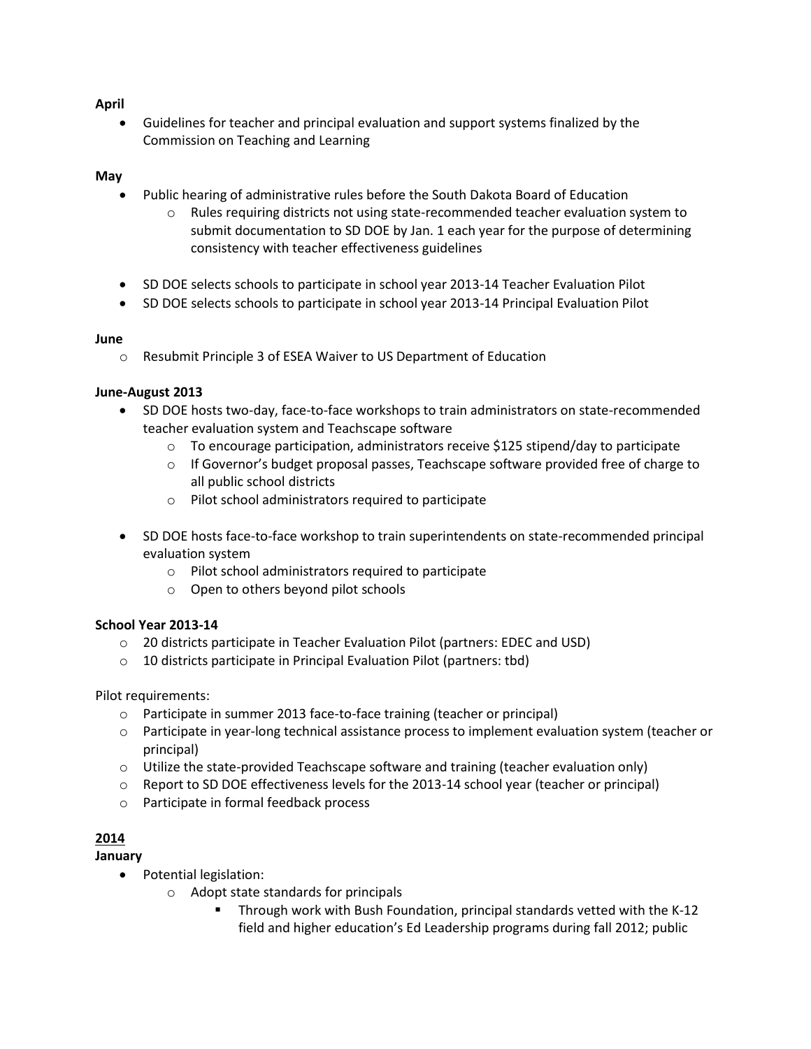**April**

- Guidelines for teacher and principal evaluation and support systems finalized by the Commission on Teaching and Learning

**May**

- Public hearing of administrative rules before the South Dakota Board of Education
  - Rules requiring districts not using state-recommended teacher evaluation system to submit documentation to SD DOE by Jan. 1 each year for the purpose of determining consistency with teacher effectiveness guidelines

- SD DOE selects schools to participate in school year 2013-14 Teacher Evaluation Pilot
- SD DOE selects schools to participate in school year 2013-14 Principal Evaluation Pilot

**June**

- Resubmit Principle 3 of ESEA Waiver to US Department of Education

**June-August 2013**

- SD DOE hosts two-day, face-to-face workshops to train administrators on state-recommended teacher evaluation system and Teachscape software
  - To encourage participation, administrators receive $125 stipend/day to participate
  - If Governor's budget proposal passes, Teachscape software provided free of charge to all public school districts
  - Pilot school administrators required to participate

- SD DOE hosts face-to-face workshop to train superintendents on state-recommended principal evaluation system
  - Pilot school administrators required to participate
  - Open to others beyond pilot schools

**School Year 2013-14**

- 20 districts participate in Teacher Evaluation Pilot (partners: EDEC and USD)
- 10 districts participate in Principal Evaluation Pilot (partners: tbd)

Pilot requirements:

- Participate in summer 2013 face-to-face training (teacher or principal)
- Participate in year-long technical assistance process to implement evaluation system (teacher or principal)
- Utilize the state-provided Teachscape software and training (teacher evaluation only)
- Report to SD DOE effectiveness levels for the 2013-14 school year (teacher or principal)
- Participate in formal feedback process

**<u>2014</u>**

**January**

- Potential legislation:
  - Adopt state standards for principals
    - Through work with Bush Foundation, principal standards vetted with the K-12 field and higher education's Ed Leadership programs during fall 2012; public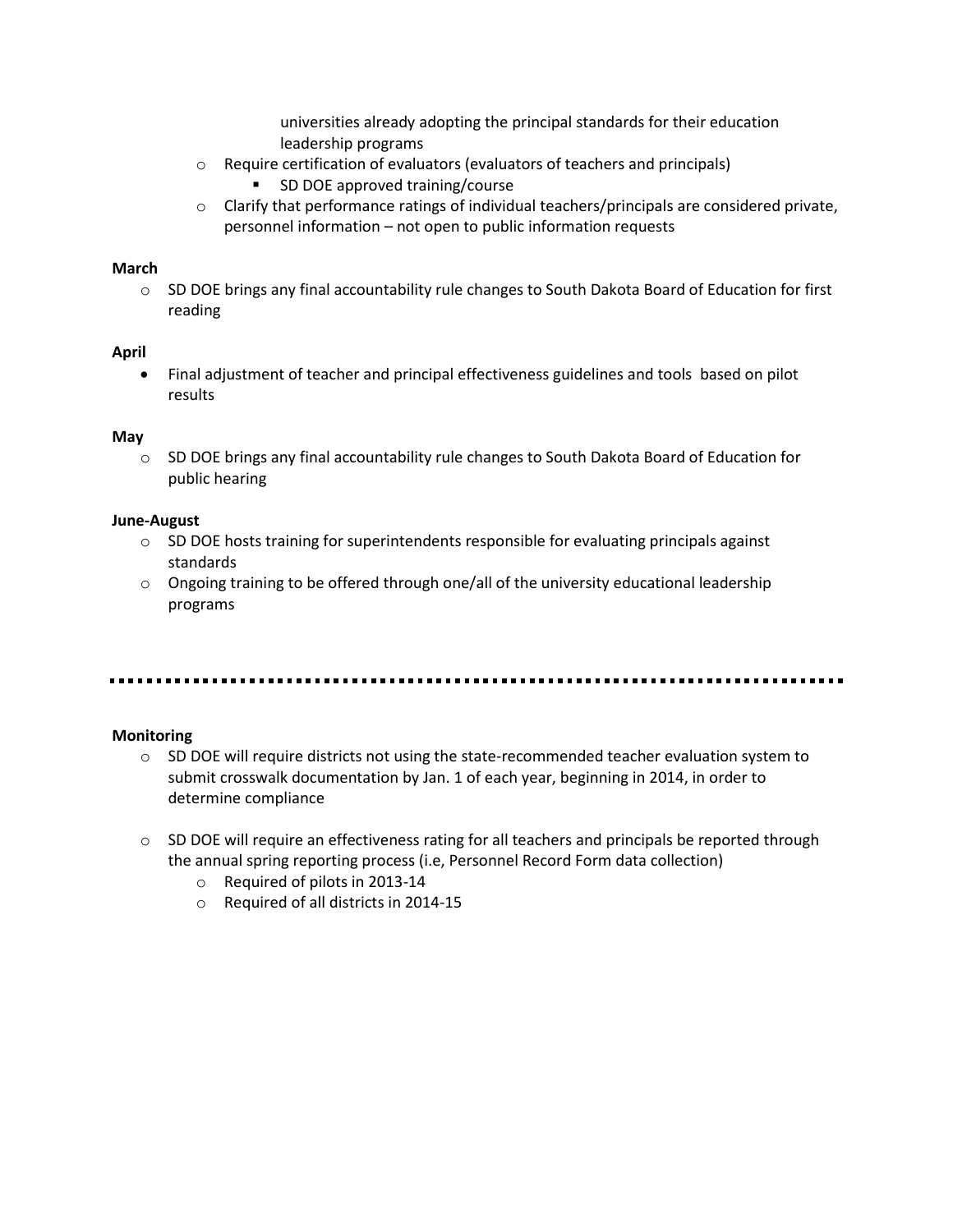universities already adopting the principal standards for their education leadership programs

- Require certification of evaluators (evaluators of teachers and principals)
  - SD DOE approved training/course
- Clarify that performance ratings of individual teachers/principals are considered private, personnel information – not open to public information requests

**March**

- SD DOE brings any final accountability rule changes to South Dakota Board of Education for first reading

**April**

- Final adjustment of teacher and principal effectiveness guidelines and tools based on pilot results

**May**

- SD DOE brings any final accountability rule changes to South Dakota Board of Education for public hearing

**June-August**

- SD DOE hosts training for superintendents responsible for evaluating principals against standards
- Ongoing training to be offered through one/all of the university educational leadership programs

---

**Monitoring**

- SD DOE will require districts not using the state-recommended teacher evaluation system to submit crosswalk documentation by Jan. 1 of each year, beginning in 2014, in order to determine compliance

- SD DOE will require an effectiveness rating for all teachers and principals be reported through the annual spring reporting process (i.e, Personnel Record Form data collection)
  - Required of pilots in 2013-14
  - Required of all districts in 2014-15